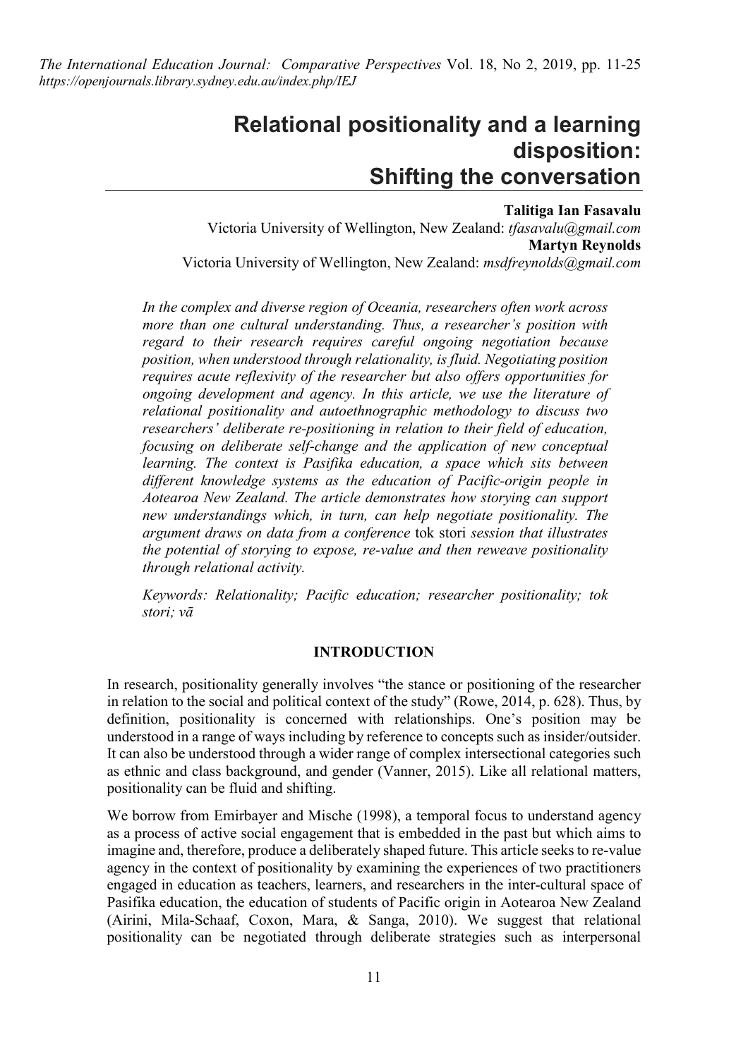# Relational positionality and a learning disposition: Shifting the conversation

**Talitiga Ian Fasavalu**
Victoria University of Wellington, New Zealand: *tfasavalu@gmail.com*

**Martyn Reynolds**
Victoria University of Wellington, New Zealand: *msdfreynolds@gmail.com*

*In the complex and diverse region of Oceania, researchers often work across more than one cultural understanding. Thus, a researcher's position with regard to their research requires careful ongoing negotiation because position, when understood through relationality, is fluid. Negotiating position requires acute reflexivity of the researcher but also offers opportunities for ongoing development and agency. In this article, we use the literature of relational positionality and autoethnographic methodology to discuss two researchers' deliberate re-positioning in relation to their field of education, focusing on deliberate self-change and the application of new conceptual learning. The context is Pasifika education, a space which sits between different knowledge systems as the education of Pacific-origin people in Aotearoa New Zealand. The article demonstrates how storying can support new understandings which, in turn, can help negotiate positionality. The argument draws on data from a conference* tok stori *session that illustrates the potential of storying to expose, re-value and then reweave positionality through relational activity.*

*Keywords: Relationality; Pacific education; researcher positionality; tok stori; vā*

## INTRODUCTION

In research, positionality generally involves "the stance or positioning of the researcher in relation to the social and political context of the study" (Rowe, 2014, p. 628). Thus, by definition, positionality is concerned with relationships. One's position may be understood in a range of ways including by reference to concepts such as insider/outsider. It can also be understood through a wider range of complex intersectional categories such as ethnic and class background, and gender (Vanner, 2015). Like all relational matters, positionality can be fluid and shifting.

We borrow from Emirbayer and Mische (1998), a temporal focus to understand agency as a process of active social engagement that is embedded in the past but which aims to imagine and, therefore, produce a deliberately shaped future. This article seeks to re-value agency in the context of positionality by examining the experiences of two practitioners engaged in education as teachers, learners, and researchers in the inter-cultural space of Pasifika education, the education of students of Pacific origin in Aotearoa New Zealand (Airini, Mila-Schaaf, Coxon, Mara, & Sanga, 2010). We suggest that relational positionality can be negotiated through deliberate strategies such as interpersonal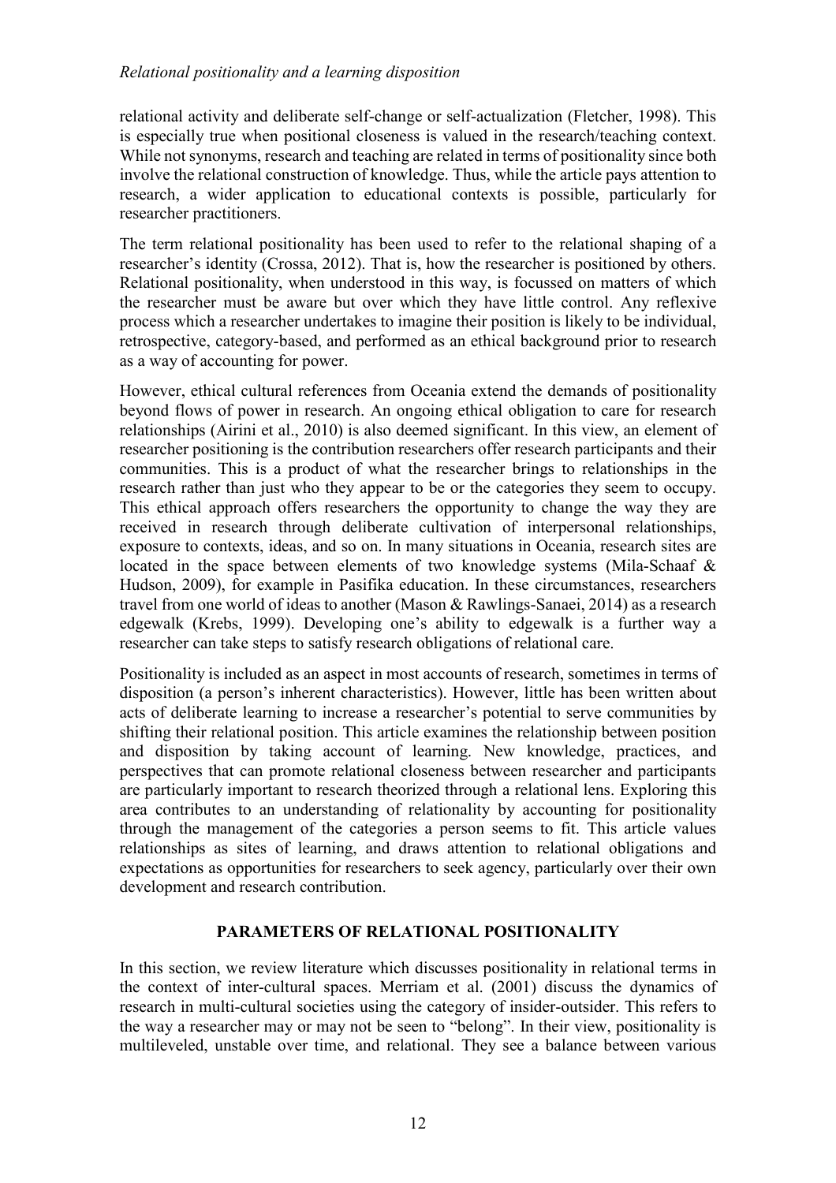relational activity and deliberate self-change or self-actualization (Fletcher, 1998). This is especially true when positional closeness is valued in the research/teaching context. While not synonyms, research and teaching are related in terms of positionality since both involve the relational construction of knowledge. Thus, while the article pays attention to research, a wider application to educational contexts is possible, particularly for researcher practitioners.

The term relational positionality has been used to refer to the relational shaping of a researcher's identity (Crossa, 2012). That is, how the researcher is positioned by others. Relational positionality, when understood in this way, is focussed on matters of which the researcher must be aware but over which they have little control. Any reflexive process which a researcher undertakes to imagine their position is likely to be individual, retrospective, category-based, and performed as an ethical background prior to research as a way of accounting for power.

However, ethical cultural references from Oceania extend the demands of positionality beyond flows of power in research. An ongoing ethical obligation to care for research relationships (Airini et al., 2010) is also deemed significant. In this view, an element of researcher positioning is the contribution researchers offer research participants and their communities. This is a product of what the researcher brings to relationships in the research rather than just who they appear to be or the categories they seem to occupy. This ethical approach offers researchers the opportunity to change the way they are received in research through deliberate cultivation of interpersonal relationships, exposure to contexts, ideas, and so on. In many situations in Oceania, research sites are located in the space between elements of two knowledge systems (Mila-Schaaf & Hudson, 2009), for example in Pasifika education. In these circumstances, researchers travel from one world of ideas to another (Mason & Rawlings-Sanaei, 2014) as a research edgewalk (Krebs, 1999). Developing one's ability to edgewalk is a further way a researcher can take steps to satisfy research obligations of relational care.

Positionality is included as an aspect in most accounts of research, sometimes in terms of disposition (a person's inherent characteristics). However, little has been written about acts of deliberate learning to increase a researcher's potential to serve communities by shifting their relational position. This article examines the relationship between position and disposition by taking account of learning. New knowledge, practices, and perspectives that can promote relational closeness between researcher and participants are particularly important to research theorized through a relational lens. Exploring this area contributes to an understanding of relationality by accounting for positionality through the management of the categories a person seems to fit. This article values relationships as sites of learning, and draws attention to relational obligations and expectations as opportunities for researchers to seek agency, particularly over their own development and research contribution.

## PARAMETERS OF RELATIONAL POSITIONALITY

In this section, we review literature which discusses positionality in relational terms in the context of inter-cultural spaces. Merriam et al. (2001) discuss the dynamics of research in multi-cultural societies using the category of insider-outsider. This refers to the way a researcher may or may not be seen to "belong". In their view, positionality is multileveled, unstable over time, and relational. They see a balance between various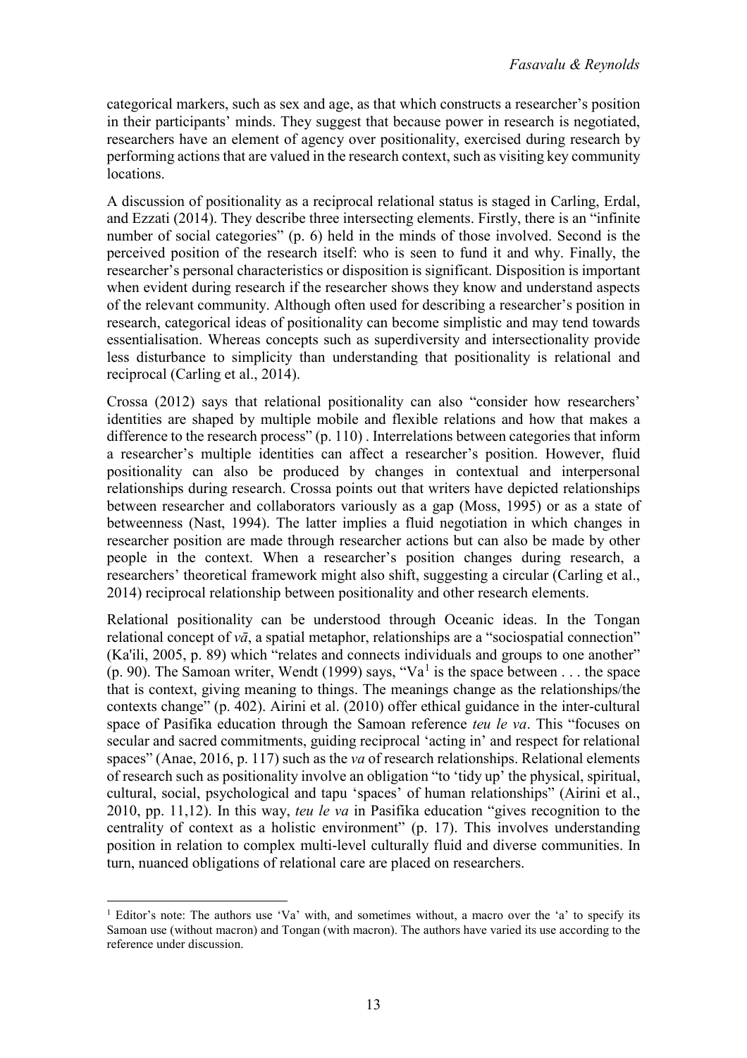categorical markers, such as sex and age, as that which constructs a researcher's position in their participants' minds. They suggest that because power in research is negotiated, researchers have an element of agency over positionality, exercised during research by performing actions that are valued in the research context, such as visiting key community locations.

A discussion of positionality as a reciprocal relational status is staged in Carling, Erdal, and Ezzati (2014). They describe three intersecting elements. Firstly, there is an "infinite number of social categories" (p. 6) held in the minds of those involved. Second is the perceived position of the research itself: who is seen to fund it and why. Finally, the researcher's personal characteristics or disposition is significant. Disposition is important when evident during research if the researcher shows they know and understand aspects of the relevant community. Although often used for describing a researcher's position in research, categorical ideas of positionality can become simplistic and may tend towards essentialisation. Whereas concepts such as superdiversity and intersectionality provide less disturbance to simplicity than understanding that positionality is relational and reciprocal (Carling et al., 2014).

Crossa (2012) says that relational positionality can also "consider how researchers' identities are shaped by multiple mobile and flexible relations and how that makes a difference to the research process" (p. 110) . Interrelations between categories that inform a researcher's multiple identities can affect a researcher's position. However, fluid positionality can also be produced by changes in contextual and interpersonal relationships during research. Crossa points out that writers have depicted relationships between researcher and collaborators variously as a gap (Moss, 1995) or as a state of betweenness (Nast, 1994). The latter implies a fluid negotiation in which changes in researcher position are made through researcher actions but can also be made by other people in the context. When a researcher's position changes during research, a researchers' theoretical framework might also shift, suggesting a circular (Carling et al., 2014) reciprocal relationship between positionality and other research elements.

Relational positionality can be understood through Oceanic ideas. In the Tongan relational concept of *vā*, a spatial metaphor, relationships are a "sociospatial connection" (Ka'ili, 2005, p. 89) which "relates and connects individuals and groups to one another" (p. 90). The Samoan writer, Wendt (1999) says, "Va[1] is the space between . . . the space that is context, giving meaning to things. The meanings change as the relationships/the contexts change" (p. 402). Airini et al. (2010) offer ethical guidance in the inter-cultural space of Pasifika education through the Samoan reference *teu le va*. This "focuses on secular and sacred commitments, guiding reciprocal 'acting in' and respect for relational spaces" (Anae, 2016, p. 117) such as the *va* of research relationships. Relational elements of research such as positionality involve an obligation "to 'tidy up' the physical, spiritual, cultural, social, psychological and tapu 'spaces' of human relationships" (Airini et al., 2010, pp. 11,12). In this way, *teu le va* in Pasifika education "gives recognition to the centrality of context as a holistic environment" (p. 17). This involves understanding position in relation to complex multi-level culturally fluid and diverse communities. In turn, nuanced obligations of relational care are placed on researchers.

[1] Editor's note: The authors use 'Va' with, and sometimes without, a macro over the 'a' to specify its Samoan use (without macron) and Tongan (with macron). The authors have varied its use according to the reference under discussion.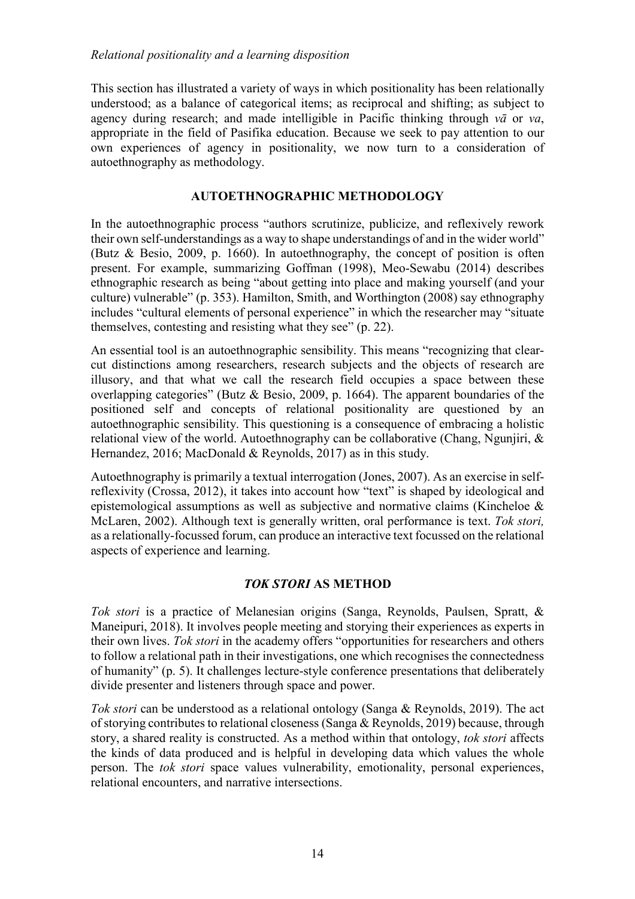*Relational positionality and a learning disposition*

This section has illustrated a variety of ways in which positionality has been relationally understood; as a balance of categorical items; as reciprocal and shifting; as subject to agency during research; and made intelligible in Pacific thinking through *vā* or *va*, appropriate in the field of Pasifika education. Because we seek to pay attention to our own experiences of agency in positionality, we now turn to a consideration of autoethnography as methodology.

## AUTOETHNOGRAPHIC METHODOLOGY

In the autoethnographic process "authors scrutinize, publicize, and reflexively rework their own self-understandings as a way to shape understandings of and in the wider world" (Butz & Besio, 2009, p. 1660). In autoethnography, the concept of position is often present. For example, summarizing Goffman (1998), Meo-Sewabu (2014) describes ethnographic research as being "about getting into place and making yourself (and your culture) vulnerable" (p. 353). Hamilton, Smith, and Worthington (2008) say ethnography includes "cultural elements of personal experience" in which the researcher may "situate themselves, contesting and resisting what they see" (p. 22).

An essential tool is an autoethnographic sensibility. This means "recognizing that clear-cut distinctions among researchers, research subjects and the objects of research are illusory, and that what we call the research field occupies a space between these overlapping categories" (Butz & Besio, 2009, p. 1664). The apparent boundaries of the positioned self and concepts of relational positionality are questioned by an autoethnographic sensibility. This questioning is a consequence of embracing a holistic relational view of the world. Autoethnography can be collaborative (Chang, Ngunjiri, & Hernandez, 2016; MacDonald & Reynolds, 2017) as in this study.

Autoethnography is primarily a textual interrogation (Jones, 2007). As an exercise in self-reflexivity (Crossa, 2012), it takes into account how "text" is shaped by ideological and epistemological assumptions as well as subjective and normative claims (Kincheloe & McLaren, 2002). Although text is generally written, oral performance is text. *Tok stori,* as a relationally-focussed forum, can produce an interactive text focussed on the relational aspects of experience and learning.

## *TOK STORI* AS METHOD

*Tok stori* is a practice of Melanesian origins (Sanga, Reynolds, Paulsen, Spratt, & Maneipuri, 2018). It involves people meeting and storying their experiences as experts in their own lives. *Tok stori* in the academy offers "opportunities for researchers and others to follow a relational path in their investigations, one which recognises the connectedness of humanity" (p. 5). It challenges lecture-style conference presentations that deliberately divide presenter and listeners through space and power.

*Tok stori* can be understood as a relational ontology (Sanga & Reynolds, 2019). The act of storying contributes to relational closeness (Sanga & Reynolds, 2019) because, through story, a shared reality is constructed. As a method within that ontology, *tok stori* affects the kinds of data produced and is helpful in developing data which values the whole person. The *tok stori* space values vulnerability, emotionality, personal experiences, relational encounters, and narrative intersections.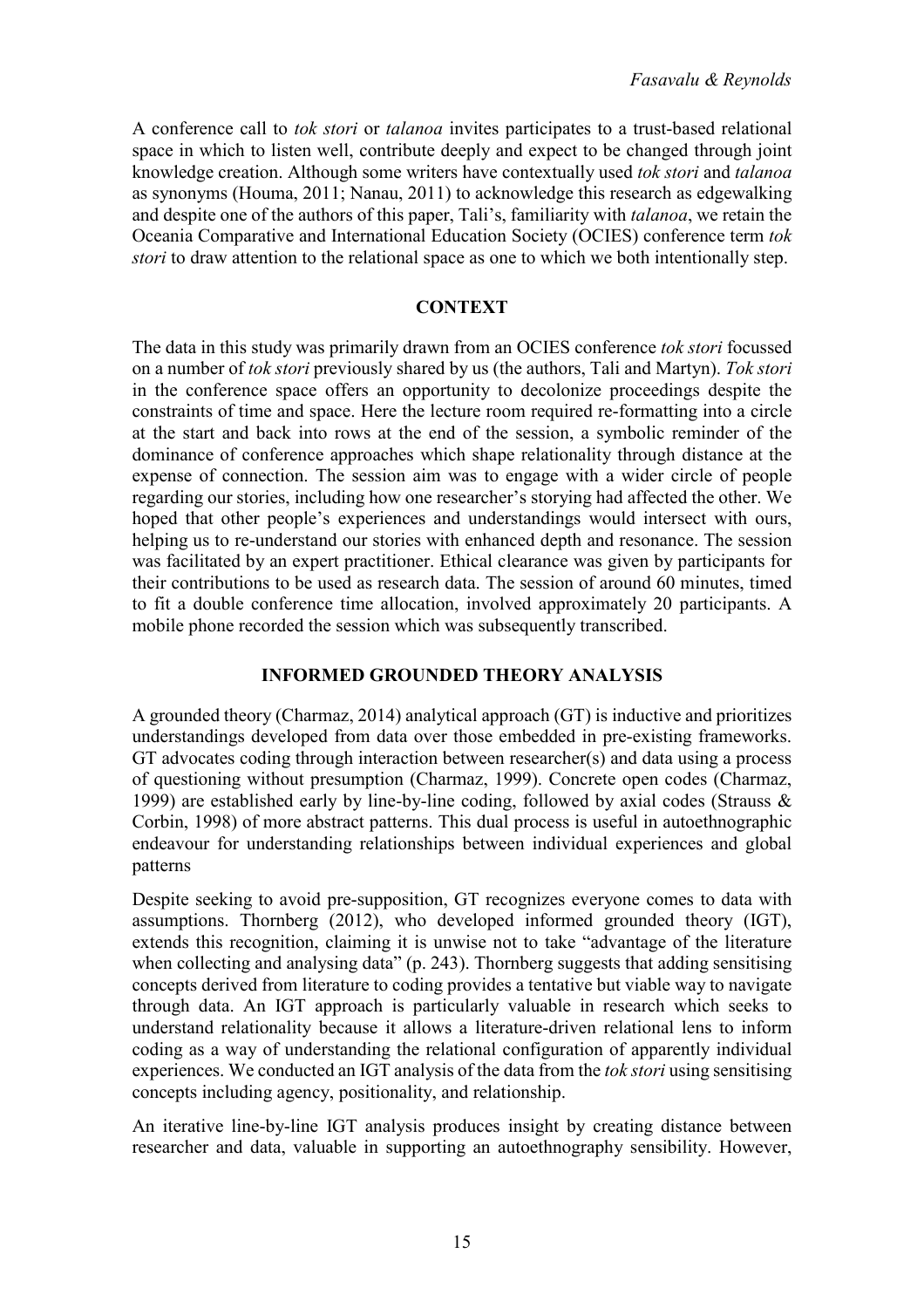A conference call to *tok stori* or *talanoa* invites participates to a trust-based relational space in which to listen well, contribute deeply and expect to be changed through joint knowledge creation. Although some writers have contextually used *tok stori* and *talanoa* as synonyms (Houma, 2011; Nanau, 2011) to acknowledge this research as edgewalking and despite one of the authors of this paper, Tali's, familiarity with *talanoa*, we retain the Oceania Comparative and International Education Society (OCIES) conference term *tok stori* to draw attention to the relational space as one to which we both intentionally step.

## CONTEXT

The data in this study was primarily drawn from an OCIES conference *tok stori* focussed on a number of *tok stori* previously shared by us (the authors, Tali and Martyn). *Tok stori* in the conference space offers an opportunity to decolonize proceedings despite the constraints of time and space. Here the lecture room required re-formatting into a circle at the start and back into rows at the end of the session, a symbolic reminder of the dominance of conference approaches which shape relationality through distance at the expense of connection. The session aim was to engage with a wider circle of people regarding our stories, including how one researcher's storying had affected the other. We hoped that other people's experiences and understandings would intersect with ours, helping us to re-understand our stories with enhanced depth and resonance. The session was facilitated by an expert practitioner. Ethical clearance was given by participants for their contributions to be used as research data. The session of around 60 minutes, timed to fit a double conference time allocation, involved approximately 20 participants. A mobile phone recorded the session which was subsequently transcribed.

## INFORMED GROUNDED THEORY ANALYSIS

A grounded theory (Charmaz, 2014) analytical approach (GT) is inductive and prioritizes understandings developed from data over those embedded in pre-existing frameworks. GT advocates coding through interaction between researcher(s) and data using a process of questioning without presumption (Charmaz, 1999). Concrete open codes (Charmaz, 1999) are established early by line-by-line coding, followed by axial codes (Strauss & Corbin, 1998) of more abstract patterns. This dual process is useful in autoethnographic endeavour for understanding relationships between individual experiences and global patterns

Despite seeking to avoid pre-supposition, GT recognizes everyone comes to data with assumptions. Thornberg (2012), who developed informed grounded theory (IGT), extends this recognition, claiming it is unwise not to take "advantage of the literature when collecting and analysing data" (p. 243). Thornberg suggests that adding sensitising concepts derived from literature to coding provides a tentative but viable way to navigate through data. An IGT approach is particularly valuable in research which seeks to understand relationality because it allows a literature-driven relational lens to inform coding as a way of understanding the relational configuration of apparently individual experiences. We conducted an IGT analysis of the data from the *tok stori* using sensitising concepts including agency, positionality, and relationship.

An iterative line-by-line IGT analysis produces insight by creating distance between researcher and data, valuable in supporting an autoethnography sensibility. However,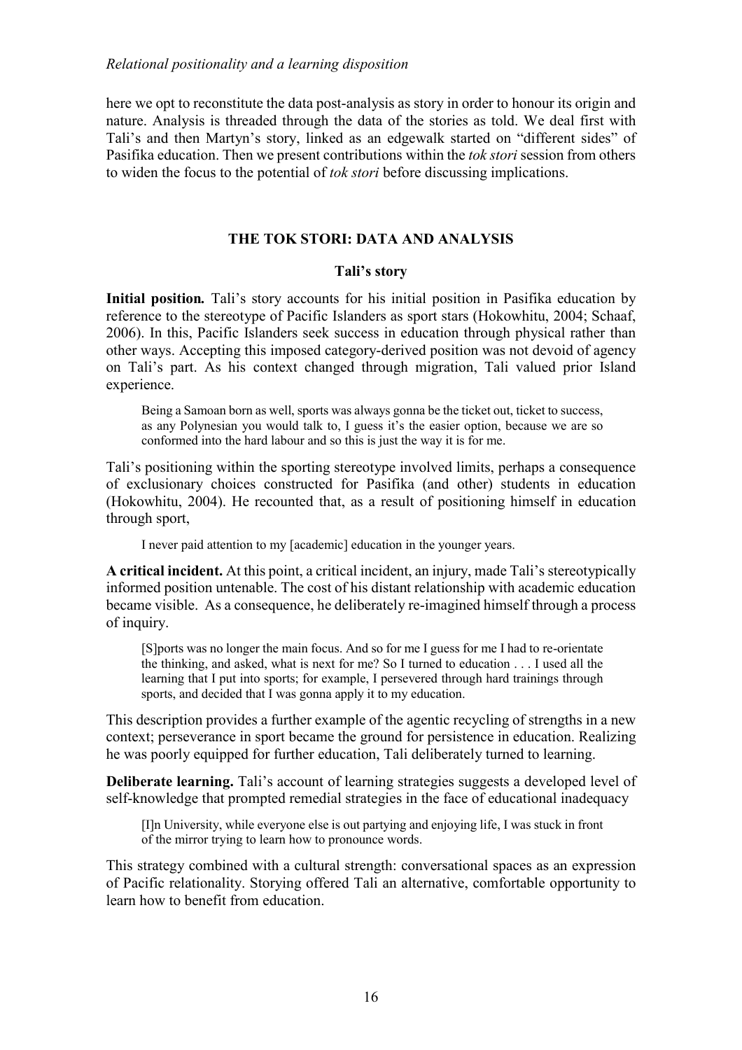here we opt to reconstitute the data post-analysis as story in order to honour its origin and nature. Analysis is threaded through the data of the stories as told. We deal first with Tali's and then Martyn's story, linked as an edgewalk started on "different sides" of Pasifika education. Then we present contributions within the *tok stori* session from others to widen the focus to the potential of *tok stori* before discussing implications.

## THE TOK STORI: DATA AND ANALYSIS

### Tali's story

**Initial position.** Tali's story accounts for his initial position in Pasifika education by reference to the stereotype of Pacific Islanders as sport stars (Hokowhitu, 2004; Schaaf, 2006). In this, Pacific Islanders seek success in education through physical rather than other ways. Accepting this imposed category-derived position was not devoid of agency on Tali's part. As his context changed through migration, Tali valued prior Island experience.

> Being a Samoan born as well, sports was always gonna be the ticket out, ticket to success, as any Polynesian you would talk to, I guess it's the easier option, because we are so conformed into the hard labour and so this is just the way it is for me.

Tali's positioning within the sporting stereotype involved limits, perhaps a consequence of exclusionary choices constructed for Pasifika (and other) students in education (Hokowhitu, 2004). He recounted that, as a result of positioning himself in education through sport,

> I never paid attention to my [academic] education in the younger years.

**A critical incident.** At this point, a critical incident, an injury, made Tali's stereotypically informed position untenable. The cost of his distant relationship with academic education became visible. As a consequence, he deliberately re-imagined himself through a process of inquiry.

> [S]ports was no longer the main focus. And so for me I guess for me I had to re-orientate the thinking, and asked, what is next for me? So I turned to education . . . I used all the learning that I put into sports; for example, I persevered through hard trainings through sports, and decided that I was gonna apply it to my education.

This description provides a further example of the agentic recycling of strengths in a new context; perseverance in sport became the ground for persistence in education. Realizing he was poorly equipped for further education, Tali deliberately turned to learning.

**Deliberate learning.** Tali's account of learning strategies suggests a developed level of self-knowledge that prompted remedial strategies in the face of educational inadequacy

> [I]n University, while everyone else is out partying and enjoying life, I was stuck in front of the mirror trying to learn how to pronounce words.

This strategy combined with a cultural strength: conversational spaces as an expression of Pacific relationality. Storying offered Tali an alternative, comfortable opportunity to learn how to benefit from education.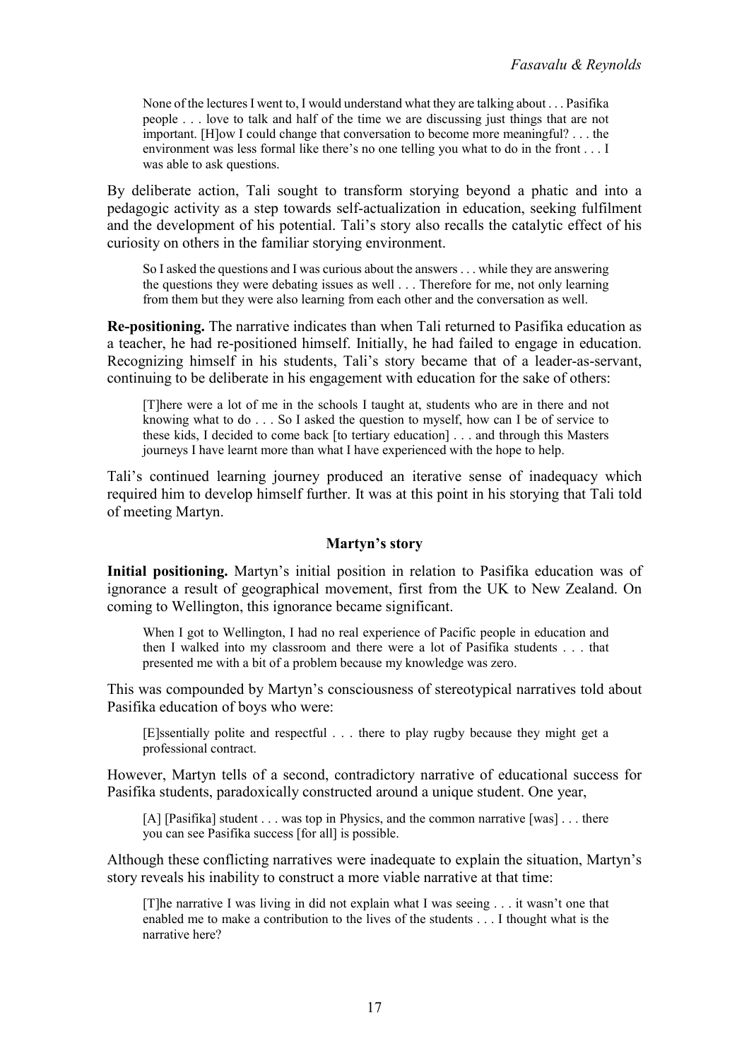> None of the lectures I went to, I would understand what they are talking about . . . Pasifika people . . . love to talk and half of the time we are discussing just things that are not important. [H]ow I could change that conversation to become more meaningful? . . . the environment was less formal like there's no one telling you what to do in the front . . . I was able to ask questions.

By deliberate action, Tali sought to transform storying beyond a phatic and into a pedagogic activity as a step towards self-actualization in education, seeking fulfilment and the development of his potential. Tali's story also recalls the catalytic effect of his curiosity on others in the familiar storying environment.

> So I asked the questions and I was curious about the answers . . . while they are answering the questions they were debating issues as well . . . Therefore for me, not only learning from them but they were also learning from each other and the conversation as well.

**Re-positioning.** The narrative indicates than when Tali returned to Pasifika education as a teacher, he had re-positioned himself. Initially, he had failed to engage in education. Recognizing himself in his students, Tali's story became that of a leader-as-servant, continuing to be deliberate in his engagement with education for the sake of others:

> [T]here were a lot of me in the schools I taught at, students who are in there and not knowing what to do . . . So I asked the question to myself, how can I be of service to these kids, I decided to come back [to tertiary education] . . . and through this Masters journeys I have learnt more than what I have experienced with the hope to help.

Tali's continued learning journey produced an iterative sense of inadequacy which required him to develop himself further. It was at this point in his storying that Tali told of meeting Martyn.

### Martyn's story

**Initial positioning.** Martyn's initial position in relation to Pasifika education was of ignorance a result of geographical movement, first from the UK to New Zealand. On coming to Wellington, this ignorance became significant.

> When I got to Wellington, I had no real experience of Pacific people in education and then I walked into my classroom and there were a lot of Pasifika students . . . that presented me with a bit of a problem because my knowledge was zero.

This was compounded by Martyn's consciousness of stereotypical narratives told about Pasifika education of boys who were:

> [E]ssentially polite and respectful . . . there to play rugby because they might get a professional contract.

However, Martyn tells of a second, contradictory narrative of educational success for Pasifika students, paradoxically constructed around a unique student. One year,

> [A] [Pasifika] student . . . was top in Physics, and the common narrative [was] . . . there you can see Pasifika success [for all] is possible.

Although these conflicting narratives were inadequate to explain the situation, Martyn's story reveals his inability to construct a more viable narrative at that time:

> [T]he narrative I was living in did not explain what I was seeing . . . it wasn't one that enabled me to make a contribution to the lives of the students . . . I thought what is the narrative here?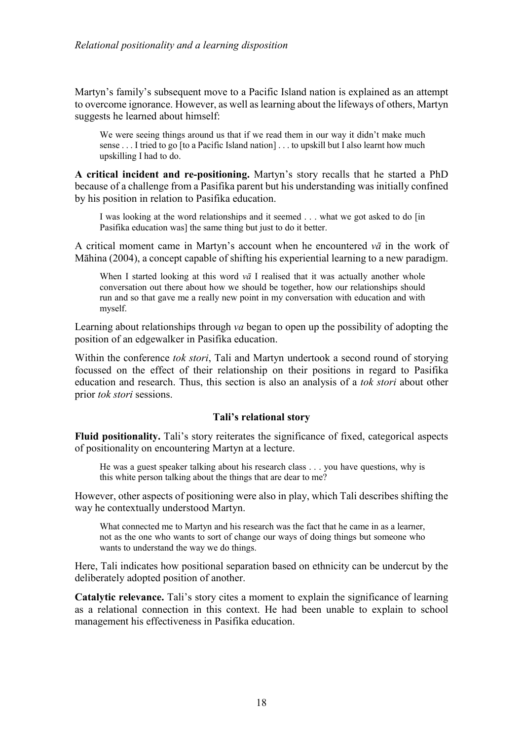Martyn's family's subsequent move to a Pacific Island nation is explained as an attempt to overcome ignorance. However, as well as learning about the lifeways of others, Martyn suggests he learned about himself:

> We were seeing things around us that if we read them in our way it didn't make much sense . . . I tried to go [to a Pacific Island nation] . . . to upskill but I also learnt how much upskilling I had to do.

**A critical incident and re-positioning.** Martyn's story recalls that he started a PhD because of a challenge from a Pasifika parent but his understanding was initially confined by his position in relation to Pasifika education.

> I was looking at the word relationships and it seemed . . . what we got asked to do [in Pasifika education was] the same thing but just to do it better.

A critical moment came in Martyn's account when he encountered *vā* in the work of Māhina (2004), a concept capable of shifting his experiential learning to a new paradigm.

> When I started looking at this word *vā* I realised that it was actually another whole conversation out there about how we should be together, how our relationships should run and so that gave me a really new point in my conversation with education and with myself.

Learning about relationships through *va* began to open up the possibility of adopting the position of an edgewalker in Pasifika education.

Within the conference *tok stori*, Tali and Martyn undertook a second round of storying focussed on the effect of their relationship on their positions in regard to Pasifika education and research. Thus, this section is also an analysis of a *tok stori* about other prior *tok stori* sessions.

### Tali's relational story

**Fluid positionality.** Tali's story reiterates the significance of fixed, categorical aspects of positionality on encountering Martyn at a lecture.

> He was a guest speaker talking about his research class . . . you have questions, why is this white person talking about the things that are dear to me?

However, other aspects of positioning were also in play, which Tali describes shifting the way he contextually understood Martyn.

> What connected me to Martyn and his research was the fact that he came in as a learner, not as the one who wants to sort of change our ways of doing things but someone who wants to understand the way we do things.

Here, Tali indicates how positional separation based on ethnicity can be undercut by the deliberately adopted position of another.

**Catalytic relevance.** Tali's story cites a moment to explain the significance of learning as a relational connection in this context. He had been unable to explain to school management his effectiveness in Pasifika education.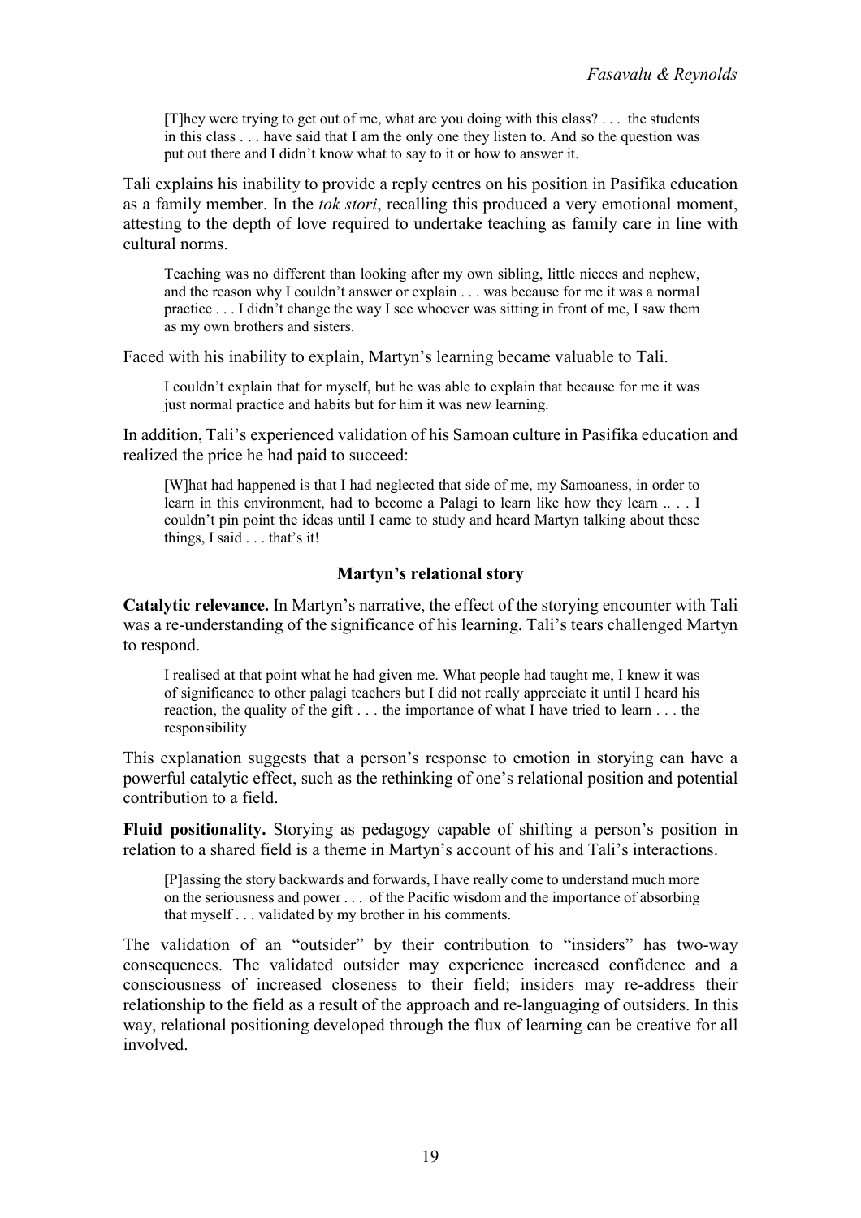> [T]hey were trying to get out of me, what are you doing with this class? . . . the students in this class . . . have said that I am the only one they listen to. And so the question was put out there and I didn't know what to say to it or how to answer it.

Tali explains his inability to provide a reply centres on his position in Pasifika education as a family member. In the *tok stori*, recalling this produced a very emotional moment, attesting to the depth of love required to undertake teaching as family care in line with cultural norms.

> Teaching was no different than looking after my own sibling, little nieces and nephew, and the reason why I couldn't answer or explain . . . was because for me it was a normal practice . . . I didn't change the way I see whoever was sitting in front of me, I saw them as my own brothers and sisters.

Faced with his inability to explain, Martyn's learning became valuable to Tali.

> I couldn't explain that for myself, but he was able to explain that because for me it was just normal practice and habits but for him it was new learning.

In addition, Tali's experienced validation of his Samoan culture in Pasifika education and realized the price he had paid to succeed:

> [W]hat had happened is that I had neglected that side of me, my Samoaness, in order to learn in this environment, had to become a Palagi to learn like how they learn .. . . I couldn't pin point the ideas until I came to study and heard Martyn talking about these things, I said . . . that's it!

### Martyn's relational story

**Catalytic relevance.** In Martyn's narrative, the effect of the storying encounter with Tali was a re-understanding of the significance of his learning. Tali's tears challenged Martyn to respond.

> I realised at that point what he had given me. What people had taught me, I knew it was of significance to other palagi teachers but I did not really appreciate it until I heard his reaction, the quality of the gift . . . the importance of what I have tried to learn . . . the responsibility

This explanation suggests that a person's response to emotion in storying can have a powerful catalytic effect, such as the rethinking of one's relational position and potential contribution to a field.

**Fluid positionality.** Storying as pedagogy capable of shifting a person's position in relation to a shared field is a theme in Martyn's account of his and Tali's interactions.

> [P]assing the story backwards and forwards, I have really come to understand much more on the seriousness and power . . . of the Pacific wisdom and the importance of absorbing that myself . . . validated by my brother in his comments.

The validation of an "outsider" by their contribution to "insiders" has two-way consequences. The validated outsider may experience increased confidence and a consciousness of increased closeness to their field; insiders may re-address their relationship to the field as a result of the approach and re-languaging of outsiders. In this way, relational positioning developed through the flux of learning can be creative for all involved.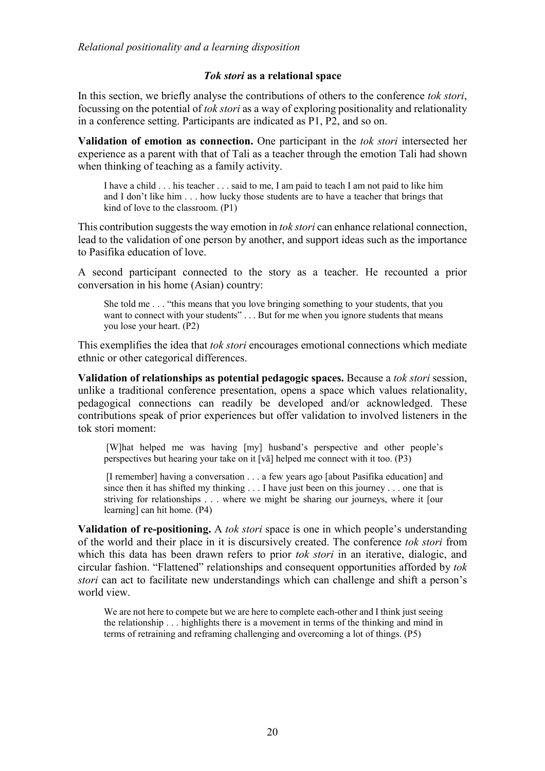### *Tok stori* as a relational space

In this section, we briefly analyse the contributions of others to the conference *tok stori*, focussing on the potential of *tok stori* as a way of exploring positionality and relationality in a conference setting. Participants are indicated as P1, P2, and so on.

**Validation of emotion as connection.** One participant in the *tok stori* intersected her experience as a parent with that of Tali as a teacher through the emotion Tali had shown when thinking of teaching as a family activity.

> I have a child . . . his teacher . . . said to me, I am paid to teach I am not paid to like him and I don't like him . . . how lucky those students are to have a teacher that brings that kind of love to the classroom. (P1)

This contribution suggests the way emotion in *tok stori* can enhance relational connection, lead to the validation of one person by another, and support ideas such as the importance to Pasifika education of love.

A second participant connected to the story as a teacher. He recounted a prior conversation in his home (Asian) country:

> She told me . . . "this means that you love bringing something to your students, that you want to connect with your students" . . . But for me when you ignore students that means you lose your heart. (P2)

This exemplifies the idea that *tok stori* encourages emotional connections which mediate ethnic or other categorical differences.

**Validation of relationships as potential pedagogic spaces.** Because a *tok stori* session, unlike a traditional conference presentation, opens a space which values relationality, pedagogical connections can readily be developed and/or acknowledged. These contributions speak of prior experiences but offer validation to involved listeners in the tok stori moment:

> [W]hat helped me was having [my] husband's perspective and other people's perspectives but hearing your take on it [vā] helped me connect with it too. (P3)

> [I remember] having a conversation . . . a few years ago [about Pasifika education] and since then it has shifted my thinking . . . I have just been on this journey . . . one that is striving for relationships . . . where we might be sharing our journeys, where it [our learning] can hit home. (P4)

**Validation of re-positioning.** A *tok stori* space is one in which people's understanding of the world and their place in it is discursively created. The conference *tok stori* from which this data has been drawn refers to prior *tok stori* in an iterative, dialogic, and circular fashion. "Flattened" relationships and consequent opportunities afforded by *tok stori* can act to facilitate new understandings which can challenge and shift a person's world view.

> We are not here to compete but we are here to complete each-other and I think just seeing the relationship . . . highlights there is a movement in terms of the thinking and mind in terms of retraining and reframing challenging and overcoming a lot of things. (P5)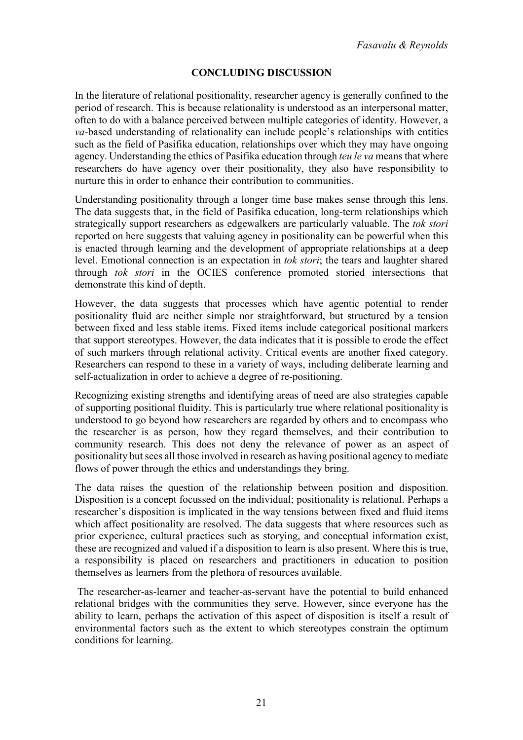## CONCLUDING DISCUSSION

In the literature of relational positionality, researcher agency is generally confined to the period of research. This is because relationality is understood as an interpersonal matter, often to do with a balance perceived between multiple categories of identity. However, a *va*-based understanding of relationality can include people's relationships with entities such as the field of Pasifika education, relationships over which they may have ongoing agency. Understanding the ethics of Pasifika education through *teu le va* means that where researchers do have agency over their positionality, they also have responsibility to nurture this in order to enhance their contribution to communities.

Understanding positionality through a longer time base makes sense through this lens. The data suggests that, in the field of Pasifika education, long-term relationships which strategically support researchers as edgewalkers are particularly valuable. The *tok stori* reported on here suggests that valuing agency in positionality can be powerful when this is enacted through learning and the development of appropriate relationships at a deep level. Emotional connection is an expectation in *tok stori*; the tears and laughter shared through *tok stori* in the OCIES conference promoted storied intersections that demonstrate this kind of depth.

However, the data suggests that processes which have agentic potential to render positionality fluid are neither simple nor straightforward, but structured by a tension between fixed and less stable items. Fixed items include categorical positional markers that support stereotypes. However, the data indicates that it is possible to erode the effect of such markers through relational activity. Critical events are another fixed category. Researchers can respond to these in a variety of ways, including deliberate learning and self-actualization in order to achieve a degree of re-positioning.

Recognizing existing strengths and identifying areas of need are also strategies capable of supporting positional fluidity. This is particularly true where relational positionality is understood to go beyond how researchers are regarded by others and to encompass who the researcher is as person, how they regard themselves, and their contribution to community research. This does not deny the relevance of power as an aspect of positionality but sees all those involved in research as having positional agency to mediate flows of power through the ethics and understandings they bring.

The data raises the question of the relationship between position and disposition. Disposition is a concept focussed on the individual; positionality is relational. Perhaps a researcher's disposition is implicated in the way tensions between fixed and fluid items which affect positionality are resolved. The data suggests that where resources such as prior experience, cultural practices such as storying, and conceptual information exist, these are recognized and valued if a disposition to learn is also present. Where this is true, a responsibility is placed on researchers and practitioners in education to position themselves as learners from the plethora of resources available.

The researcher-as-learner and teacher-as-servant have the potential to build enhanced relational bridges with the communities they serve. However, since everyone has the ability to learn, perhaps the activation of this aspect of disposition is itself a result of environmental factors such as the extent to which stereotypes constrain the optimum conditions for learning.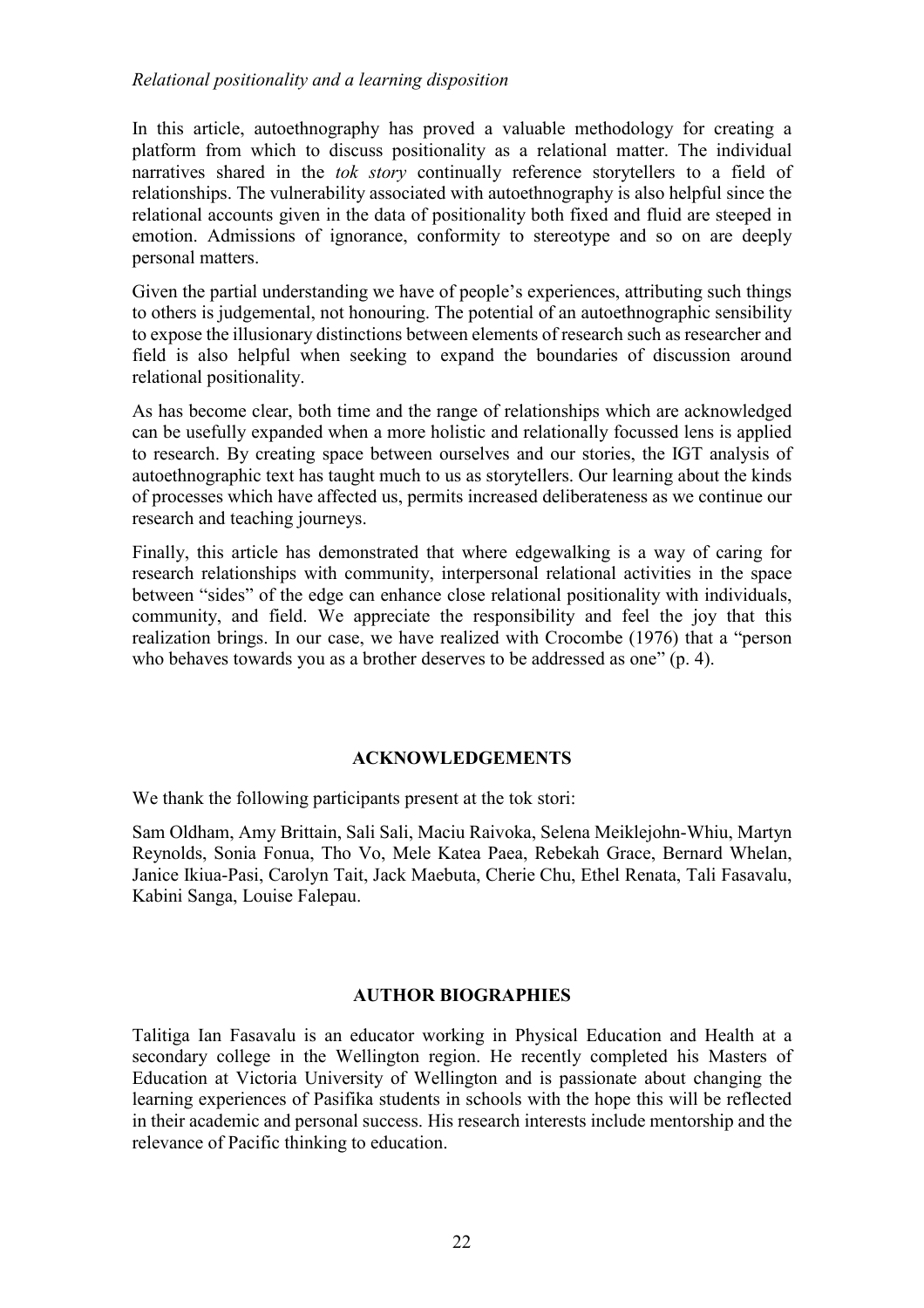*Relational positionality and a learning disposition*

In this article, autoethnography has proved a valuable methodology for creating a platform from which to discuss positionality as a relational matter. The individual narratives shared in the *tok story* continually reference storytellers to a field of relationships. The vulnerability associated with autoethnography is also helpful since the relational accounts given in the data of positionality both fixed and fluid are steeped in emotion. Admissions of ignorance, conformity to stereotype and so on are deeply personal matters.

Given the partial understanding we have of people's experiences, attributing such things to others is judgemental, not honouring. The potential of an autoethnographic sensibility to expose the illusionary distinctions between elements of research such as researcher and field is also helpful when seeking to expand the boundaries of discussion around relational positionality.

As has become clear, both time and the range of relationships which are acknowledged can be usefully expanded when a more holistic and relationally focussed lens is applied to research. By creating space between ourselves and our stories, the IGT analysis of autoethnographic text has taught much to us as storytellers. Our learning about the kinds of processes which have affected us, permits increased deliberateness as we continue our research and teaching journeys.

Finally, this article has demonstrated that where edgewalking is a way of caring for research relationships with community, interpersonal relational activities in the space between "sides" of the edge can enhance close relational positionality with individuals, community, and field. We appreciate the responsibility and feel the joy that this realization brings. In our case, we have realized with Crocombe (1976) that a "person who behaves towards you as a brother deserves to be addressed as one" (p. 4).

## ACKNOWLEDGEMENTS

We thank the following participants present at the tok stori:

Sam Oldham, Amy Brittain, Sali Sali, Maciu Raivoka, Selena Meiklejohn-Whiu, Martyn Reynolds, Sonia Fonua, Tho Vo, Mele Katea Paea, Rebekah Grace, Bernard Whelan, Janice Ikiua-Pasi, Carolyn Tait, Jack Maebuta, Cherie Chu, Ethel Renata, Tali Fasavalu, Kabini Sanga, Louise Falepau.

## AUTHOR BIOGRAPHIES

Talitiga Ian Fasavalu is an educator working in Physical Education and Health at a secondary college in the Wellington region. He recently completed his Masters of Education at Victoria University of Wellington and is passionate about changing the learning experiences of Pasifika students in schools with the hope this will be reflected in their academic and personal success. His research interests include mentorship and the relevance of Pacific thinking to education.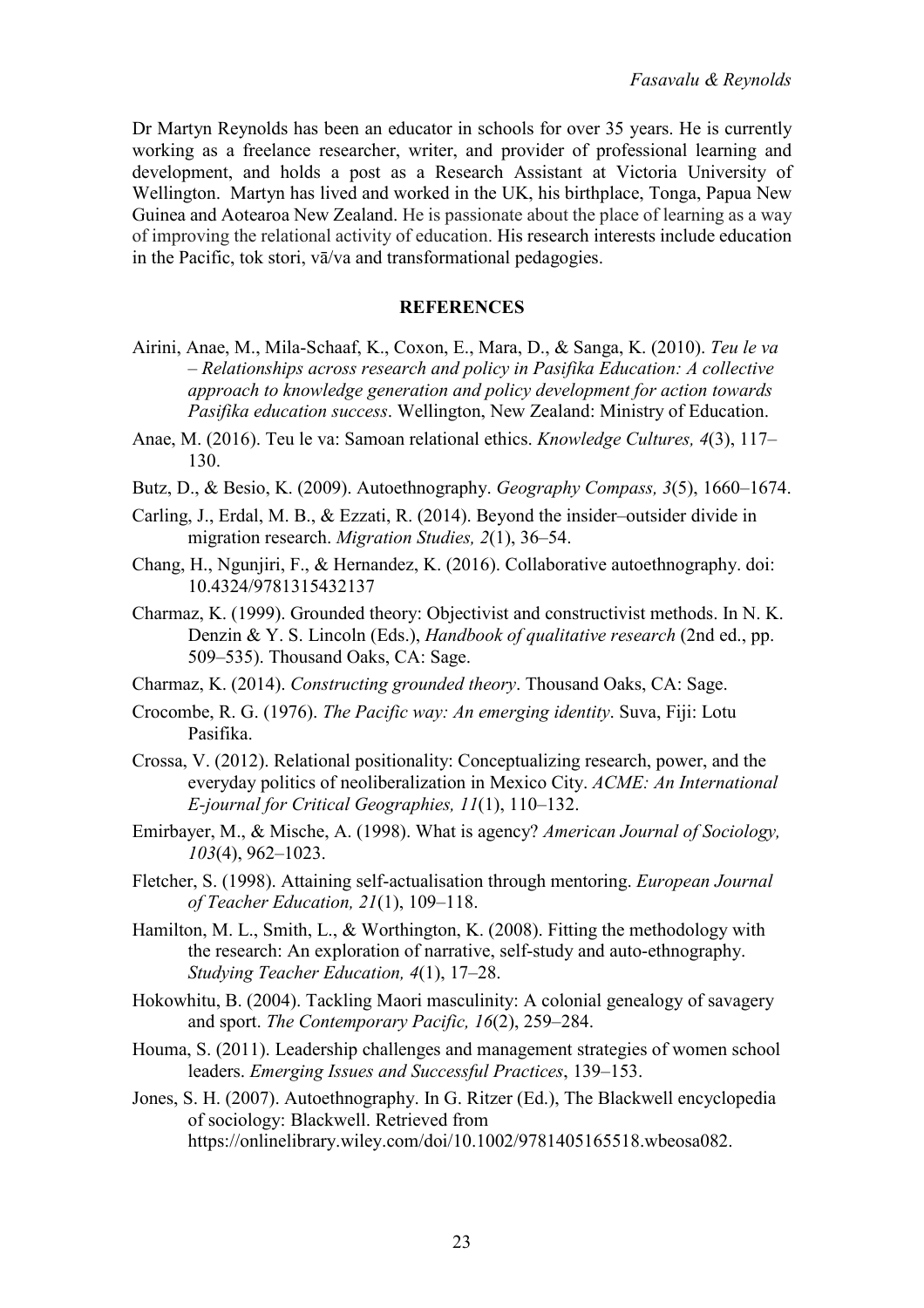Dr Martyn Reynolds has been an educator in schools for over 35 years. He is currently working as a freelance researcher, writer, and provider of professional learning and development, and holds a post as a Research Assistant at Victoria University of Wellington. Martyn has lived and worked in the UK, his birthplace, Tonga, Papua New Guinea and Aotearoa New Zealand. He is passionate about the place of learning as a way of improving the relational activity of education. His research interests include education in the Pacific, tok stori, vā/va and transformational pedagogies.

## REFERENCES

Airini, Anae, M., Mila-Schaaf, K., Coxon, E., Mara, D., & Sanga, K. (2010). *Teu le va – Relationships across research and policy in Pasifika Education: A collective approach to knowledge generation and policy development for action towards Pasifika education success*. Wellington, New Zealand: Ministry of Education.

Anae, M. (2016). Teu le va: Samoan relational ethics. *Knowledge Cultures, 4*(3), 117–130.

Butz, D., & Besio, K. (2009). Autoethnography. *Geography Compass, 3*(5), 1660–1674.

Carling, J., Erdal, M. B., & Ezzati, R. (2014). Beyond the insider–outsider divide in migration research. *Migration Studies, 2*(1), 36–54.

Chang, H., Ngunjiri, F., & Hernandez, K. (2016). Collaborative autoethnography. doi: 10.4324/9781315432137

Charmaz, K. (1999). Grounded theory: Objectivist and constructivist methods. In N. K. Denzin & Y. S. Lincoln (Eds.), *Handbook of qualitative research* (2nd ed., pp. 509–535). Thousand Oaks, CA: Sage.

Charmaz, K. (2014). *Constructing grounded theory*. Thousand Oaks, CA: Sage.

Crocombe, R. G. (1976). *The Pacific way: An emerging identity*. Suva, Fiji: Lotu Pasifika.

Crossa, V. (2012). Relational positionality: Conceptualizing research, power, and the everyday politics of neoliberalization in Mexico City. *ACME: An International E-journal for Critical Geographies, 11*(1), 110–132.

Emirbayer, M., & Mische, A. (1998). What is agency? *American Journal of Sociology, 103*(4), 962–1023.

Fletcher, S. (1998). Attaining self-actualisation through mentoring. *European Journal of Teacher Education, 21*(1), 109–118.

Hamilton, M. L., Smith, L., & Worthington, K. (2008). Fitting the methodology with the research: An exploration of narrative, self-study and auto-ethnography. *Studying Teacher Education, 4*(1), 17–28.

Hokowhitu, B. (2004). Tackling Maori masculinity: A colonial genealogy of savagery and sport. *The Contemporary Pacific, 16*(2), 259–284.

Houma, S. (2011). Leadership challenges and management strategies of women school leaders. *Emerging Issues and Successful Practices*, 139–153.

Jones, S. H. (2007). Autoethnography. In G. Ritzer (Ed.), The Blackwell encyclopedia of sociology: Blackwell. Retrieved from https://onlinelibrary.wiley.com/doi/10.1002/9781405165518.wbeosa082.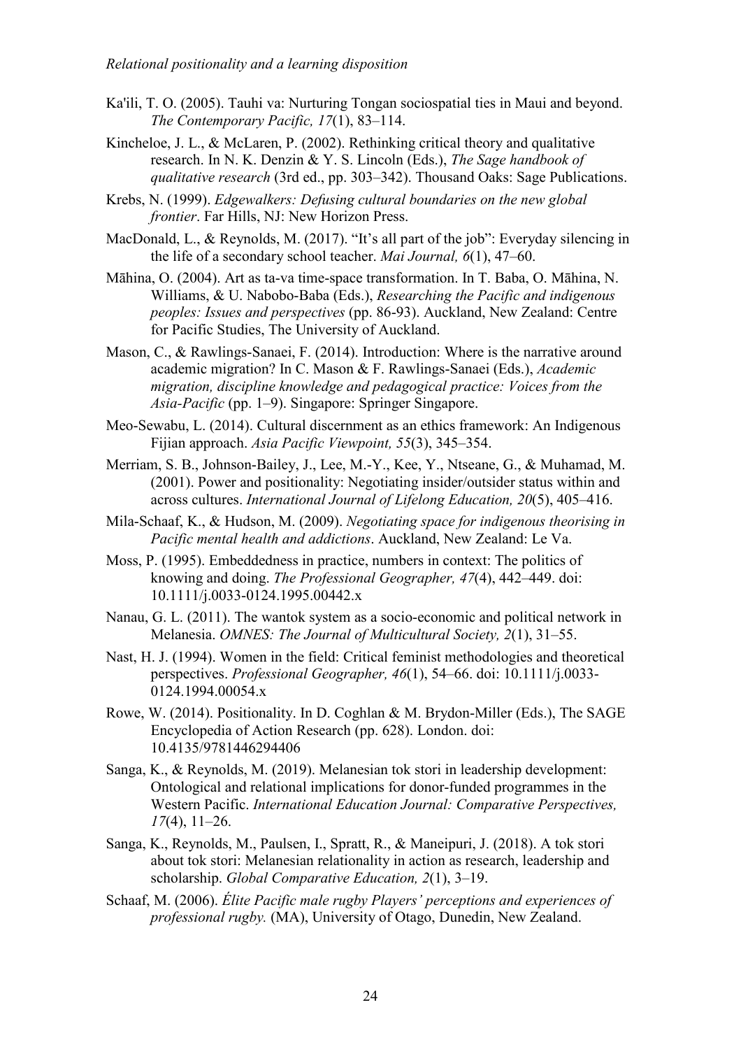Ka'ili, T. O. (2005). Tauhi va: Nurturing Tongan sociospatial ties in Maui and beyond. *The Contemporary Pacific, 17*(1), 83–114.

Kincheloe, J. L., & McLaren, P. (2002). Rethinking critical theory and qualitative research. In N. K. Denzin & Y. S. Lincoln (Eds.), *The Sage handbook of qualitative research* (3rd ed., pp. 303–342). Thousand Oaks: Sage Publications.

Krebs, N. (1999). *Edgewalkers: Defusing cultural boundaries on the new global frontier*. Far Hills, NJ: New Horizon Press.

MacDonald, L., & Reynolds, M. (2017). "It's all part of the job": Everyday silencing in the life of a secondary school teacher. *Mai Journal, 6*(1), 47–60.

Māhina, O. (2004). Art as ta-va time-space transformation. In T. Baba, O. Māhina, N. Williams, & U. Nabobo-Baba (Eds.), *Researching the Pacific and indigenous peoples: Issues and perspectives* (pp. 86-93). Auckland, New Zealand: Centre for Pacific Studies, The University of Auckland.

Mason, C., & Rawlings-Sanaei, F. (2014). Introduction: Where is the narrative around academic migration? In C. Mason & F. Rawlings-Sanaei (Eds.), *Academic migration, discipline knowledge and pedagogical practice: Voices from the Asia-Pacific* (pp. 1–9). Singapore: Springer Singapore.

Meo-Sewabu, L. (2014). Cultural discernment as an ethics framework: An Indigenous Fijian approach. *Asia Pacific Viewpoint, 55*(3), 345–354.

Merriam, S. B., Johnson-Bailey, J., Lee, M.-Y., Kee, Y., Ntseane, G., & Muhamad, M. (2001). Power and positionality: Negotiating insider/outsider status within and across cultures. *International Journal of Lifelong Education, 20*(5), 405–416.

Mila-Schaaf, K., & Hudson, M. (2009). *Negotiating space for indigenous theorising in Pacific mental health and addictions*. Auckland, New Zealand: Le Va.

Moss, P. (1995). Embeddedness in practice, numbers in context: The politics of knowing and doing. *The Professional Geographer, 47*(4), 442–449. doi: 10.1111/j.0033-0124.1995.00442.x

Nanau, G. L. (2011). The wantok system as a socio-economic and political network in Melanesia. *OMNES: The Journal of Multicultural Society, 2*(1), 31–55.

Nast, H. J. (1994). Women in the field: Critical feminist methodologies and theoretical perspectives. *Professional Geographer, 46*(1), 54–66. doi: 10.1111/j.0033-0124.1994.00054.x

Rowe, W. (2014). Positionality. In D. Coghlan & M. Brydon-Miller (Eds.), The SAGE Encyclopedia of Action Research (pp. 628). London. doi: 10.4135/9781446294406

Sanga, K., & Reynolds, M. (2019). Melanesian tok stori in leadership development: Ontological and relational implications for donor-funded programmes in the Western Pacific. *International Education Journal: Comparative Perspectives, 17*(4), 11–26.

Sanga, K., Reynolds, M., Paulsen, I., Spratt, R., & Maneipuri, J. (2018). A tok stori about tok stori: Melanesian relationality in action as research, leadership and scholarship. *Global Comparative Education, 2*(1), 3–19.

Schaaf, M. (2006). *Élite Pacific male rugby Players' perceptions and experiences of professional rugby.* (MA), University of Otago, Dunedin, New Zealand.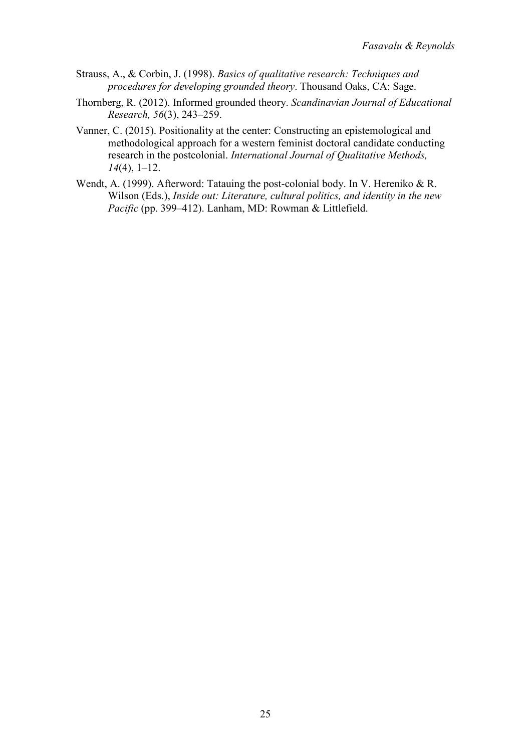Strauss, A., & Corbin, J. (1998). *Basics of qualitative research: Techniques and procedures for developing grounded theory*. Thousand Oaks, CA: Sage.

Thornberg, R. (2012). Informed grounded theory. *Scandinavian Journal of Educational Research, 56*(3), 243–259.

Vanner, C. (2015). Positionality at the center: Constructing an epistemological and methodological approach for a western feminist doctoral candidate conducting research in the postcolonial. *International Journal of Qualitative Methods, 14*(4), 1–12.

Wendt, A. (1999). Afterword: Tatauing the post-colonial body. In V. Hereniko & R. Wilson (Eds.), *Inside out: Literature, cultural politics, and identity in the new Pacific* (pp. 399–412). Lanham, MD: Rowman & Littlefield.